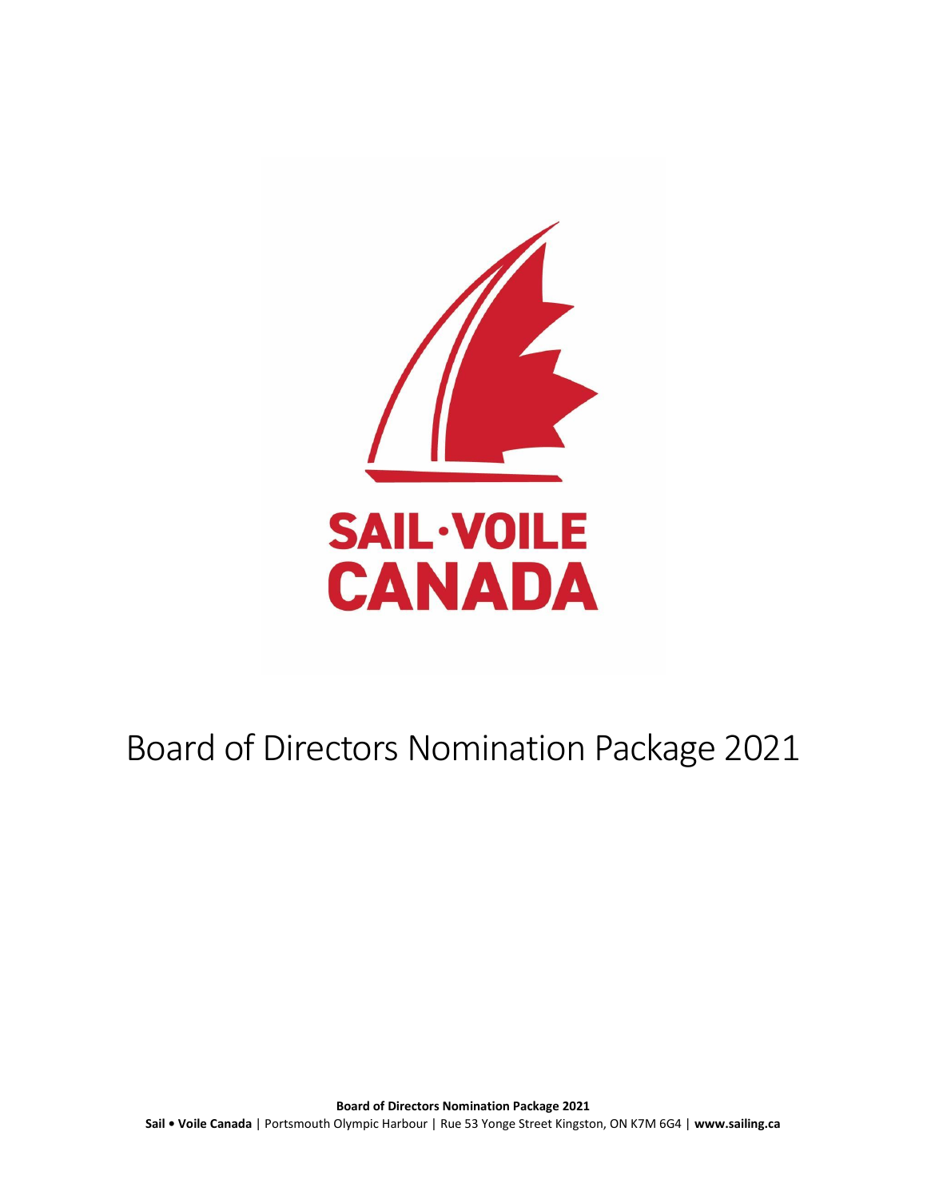SAIL·VOILE
CANADA

# Board of Directors Nomination Package 2021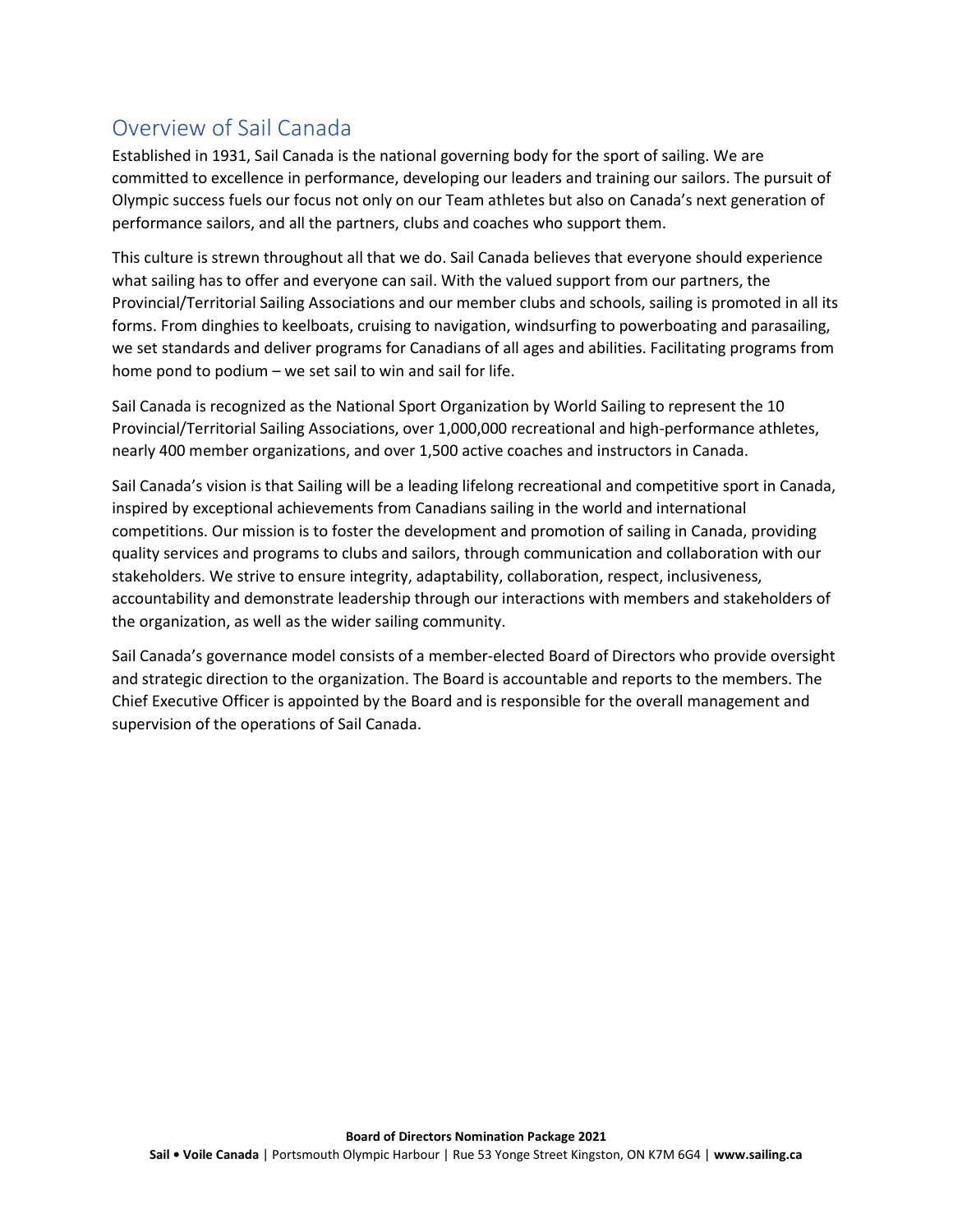## Overview of Sail Canada

Established in 1931, Sail Canada is the national governing body for the sport of sailing. We are committed to excellence in performance, developing our leaders and training our sailors. The pursuit of Olympic success fuels our focus not only on our Team athletes but also on Canada's next generation of performance sailors, and all the partners, clubs and coaches who support them.

This culture is strewn throughout all that we do. Sail Canada believes that everyone should experience what sailing has to offer and everyone can sail. With the valued support from our partners, the Provincial/Territorial Sailing Associations and our member clubs and schools, sailing is promoted in all its forms. From dinghies to keelboats, cruising to navigation, windsurfing to powerboating and parasailing, we set standards and deliver programs for Canadians of all ages and abilities. Facilitating programs from home pond to podium – we set sail to win and sail for life.

Sail Canada is recognized as the National Sport Organization by World Sailing to represent the 10 Provincial/Territorial Sailing Associations, over 1,000,000 recreational and high-performance athletes, nearly 400 member organizations, and over 1,500 active coaches and instructors in Canada.

Sail Canada's vision is that Sailing will be a leading lifelong recreational and competitive sport in Canada, inspired by exceptional achievements from Canadians sailing in the world and international competitions. Our mission is to foster the development and promotion of sailing in Canada, providing quality services and programs to clubs and sailors, through communication and collaboration with our stakeholders. We strive to ensure integrity, adaptability, collaboration, respect, inclusiveness, accountability and demonstrate leadership through our interactions with members and stakeholders of the organization, as well as the wider sailing community.

Sail Canada's governance model consists of a member-elected Board of Directors who provide oversight and strategic direction to the organization. The Board is accountable and reports to the members. The Chief Executive Officer is appointed by the Board and is responsible for the overall management and supervision of the operations of Sail Canada.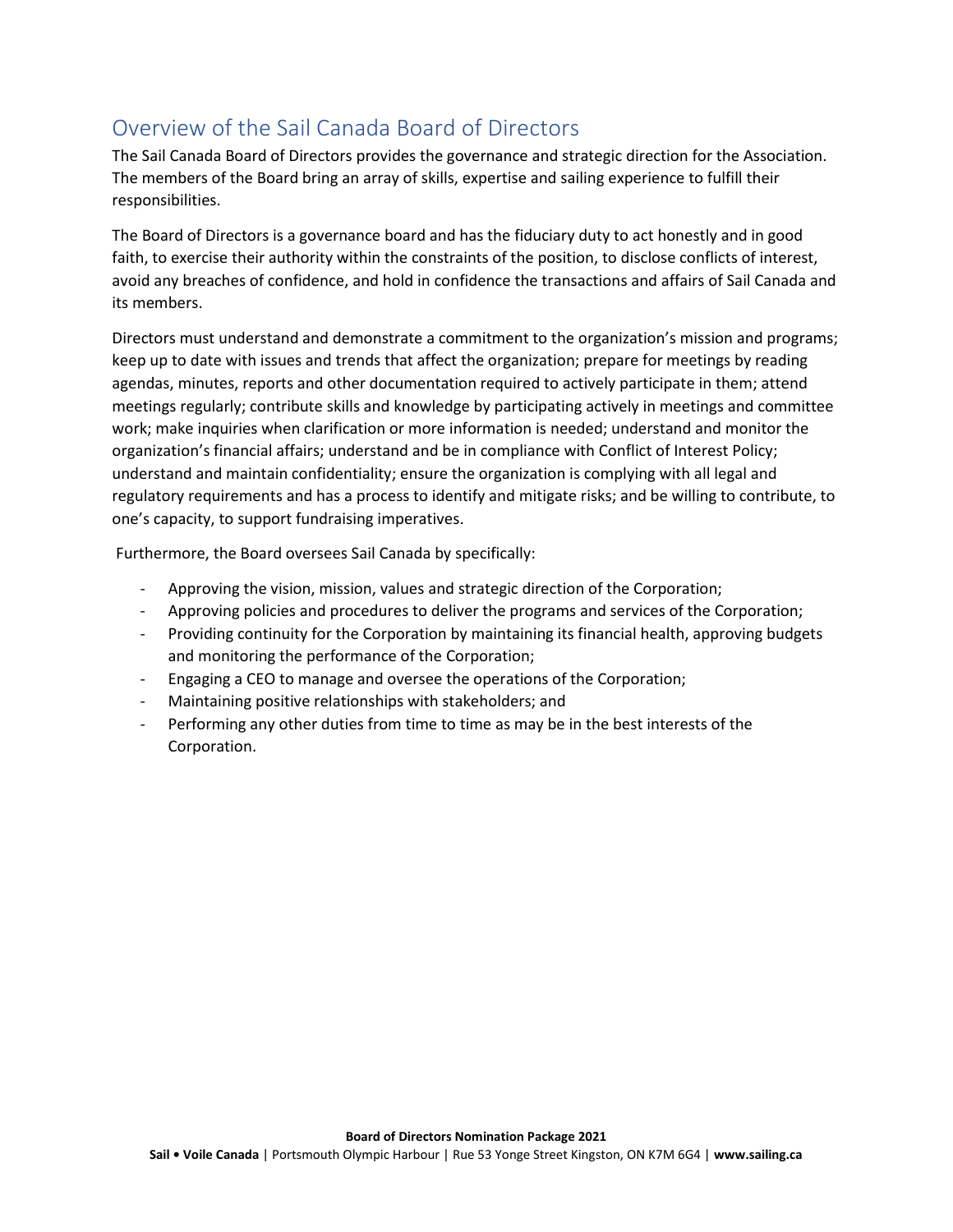## Overview of the Sail Canada Board of Directors

The Sail Canada Board of Directors provides the governance and strategic direction for the Association. The members of the Board bring an array of skills, expertise and sailing experience to fulfill their responsibilities.

The Board of Directors is a governance board and has the fiduciary duty to act honestly and in good faith, to exercise their authority within the constraints of the position, to disclose conflicts of interest, avoid any breaches of confidence, and hold in confidence the transactions and affairs of Sail Canada and its members.

Directors must understand and demonstrate a commitment to the organization's mission and programs; keep up to date with issues and trends that affect the organization; prepare for meetings by reading agendas, minutes, reports and other documentation required to actively participate in them; attend meetings regularly; contribute skills and knowledge by participating actively in meetings and committee work; make inquiries when clarification or more information is needed; understand and monitor the organization's financial affairs; understand and be in compliance with Conflict of Interest Policy; understand and maintain confidentiality; ensure the organization is complying with all legal and regulatory requirements and has a process to identify and mitigate risks; and be willing to contribute, to one's capacity, to support fundraising imperatives.

Furthermore, the Board oversees Sail Canada by specifically:

- Approving the vision, mission, values and strategic direction of the Corporation;
- Approving policies and procedures to deliver the programs and services of the Corporation;
- Providing continuity for the Corporation by maintaining its financial health, approving budgets and monitoring the performance of the Corporation;
- Engaging a CEO to manage and oversee the operations of the Corporation;
- Maintaining positive relationships with stakeholders; and
- Performing any other duties from time to time as may be in the best interests of the Corporation.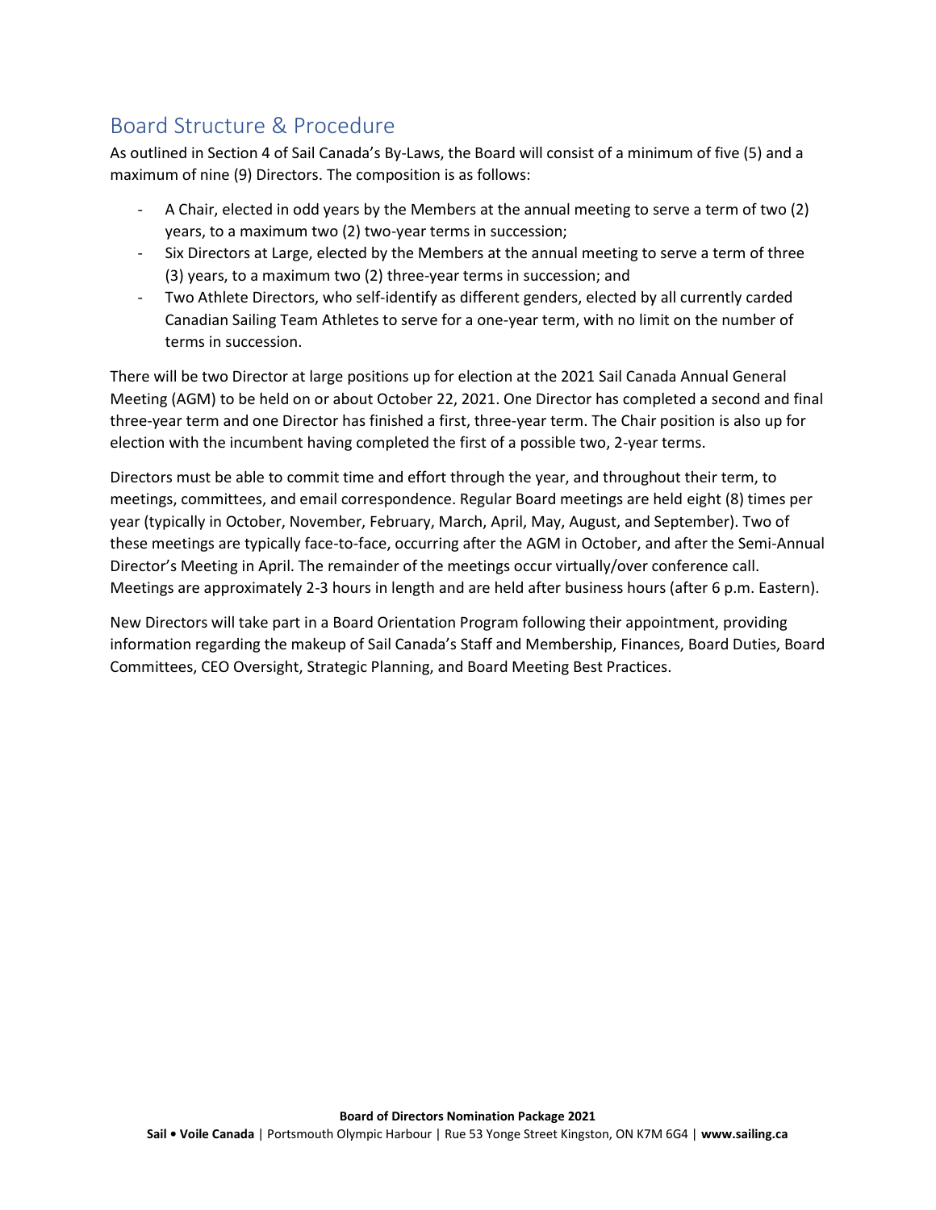## Board Structure & Procedure

As outlined in Section 4 of Sail Canada's By-Laws, the Board will consist of a minimum of five (5) and a maximum of nine (9) Directors. The composition is as follows:

- A Chair, elected in odd years by the Members at the annual meeting to serve a term of two (2) years, to a maximum two (2) two-year terms in succession;
- Six Directors at Large, elected by the Members at the annual meeting to serve a term of three (3) years, to a maximum two (2) three-year terms in succession; and
- Two Athlete Directors, who self-identify as different genders, elected by all currently carded Canadian Sailing Team Athletes to serve for a one-year term, with no limit on the number of terms in succession.

There will be two Director at large positions up for election at the 2021 Sail Canada Annual General Meeting (AGM) to be held on or about October 22, 2021. One Director has completed a second and final three-year term and one Director has finished a first, three-year term. The Chair position is also up for election with the incumbent having completed the first of a possible two, 2-year terms.

Directors must be able to commit time and effort through the year, and throughout their term, to meetings, committees, and email correspondence. Regular Board meetings are held eight (8) times per year (typically in October, November, February, March, April, May, August, and September). Two of these meetings are typically face-to-face, occurring after the AGM in October, and after the Semi-Annual Director's Meeting in April. The remainder of the meetings occur virtually/over conference call. Meetings are approximately 2-3 hours in length and are held after business hours (after 6 p.m. Eastern).

New Directors will take part in a Board Orientation Program following their appointment, providing information regarding the makeup of Sail Canada's Staff and Membership, Finances, Board Duties, Board Committees, CEO Oversight, Strategic Planning, and Board Meeting Best Practices.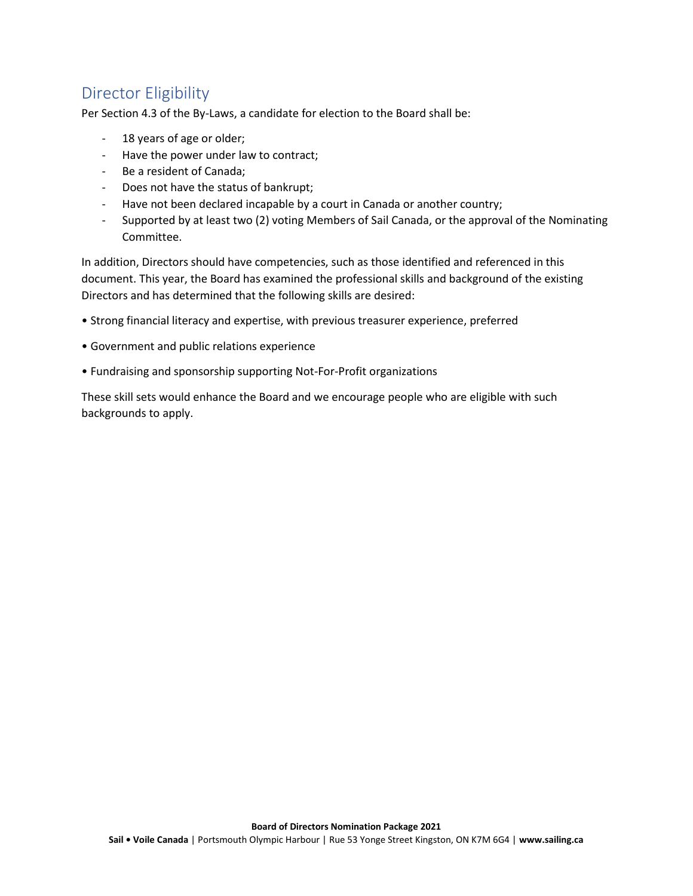## Director Eligibility

Per Section 4.3 of the By-Laws, a candidate for election to the Board shall be:

- 18 years of age or older;
- Have the power under law to contract;
- Be a resident of Canada;
- Does not have the status of bankrupt;
- Have not been declared incapable by a court in Canada or another country;
- Supported by at least two (2) voting Members of Sail Canada, or the approval of the Nominating Committee.

In addition, Directors should have competencies, such as those identified and referenced in this document. This year, the Board has examined the professional skills and background of the existing Directors and has determined that the following skills are desired:

- Strong financial literacy and expertise, with previous treasurer experience, preferred
- Government and public relations experience
- Fundraising and sponsorship supporting Not-For-Profit organizations

These skill sets would enhance the Board and we encourage people who are eligible with such backgrounds to apply.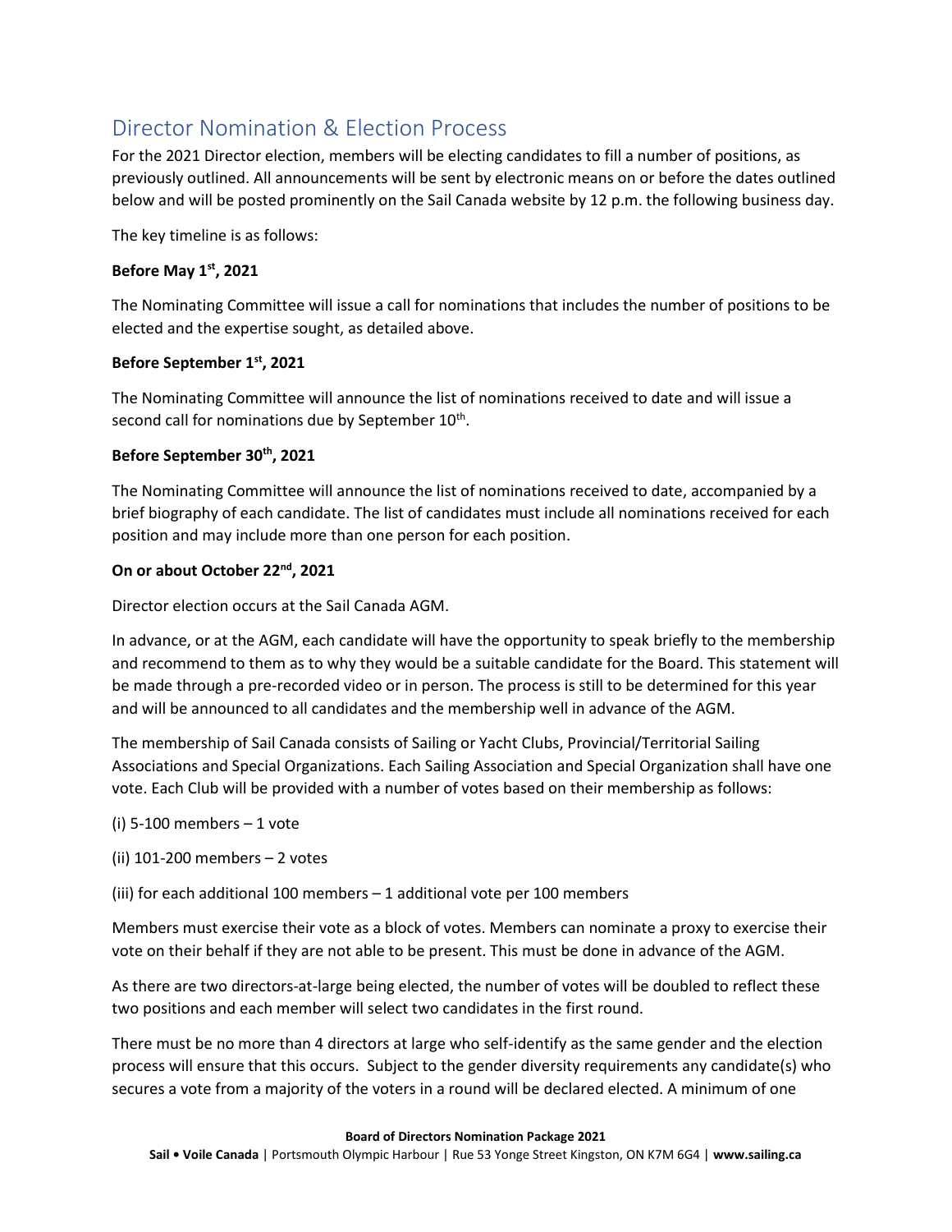## Director Nomination & Election Process

For the 2021 Director election, members will be electing candidates to fill a number of positions, as previously outlined. All announcements will be sent by electronic means on or before the dates outlined below and will be posted prominently on the Sail Canada website by 12 p.m. the following business day.

The key timeline is as follows:

**Before May 1st, 2021**

The Nominating Committee will issue a call for nominations that includes the number of positions to be elected and the expertise sought, as detailed above.

**Before September 1st, 2021**

The Nominating Committee will announce the list of nominations received to date and will issue a second call for nominations due by September 10th.

**Before September 30th, 2021**

The Nominating Committee will announce the list of nominations received to date, accompanied by a brief biography of each candidate. The list of candidates must include all nominations received for each position and may include more than one person for each position.

**On or about October 22nd, 2021**

Director election occurs at the Sail Canada AGM.

In advance, or at the AGM, each candidate will have the opportunity to speak briefly to the membership and recommend to them as to why they would be a suitable candidate for the Board. This statement will be made through a pre-recorded video or in person. The process is still to be determined for this year and will be announced to all candidates and the membership well in advance of the AGM.

The membership of Sail Canada consists of Sailing or Yacht Clubs, Provincial/Territorial Sailing Associations and Special Organizations. Each Sailing Association and Special Organization shall have one vote. Each Club will be provided with a number of votes based on their membership as follows:

(i) 5-100 members – 1 vote

(ii) 101-200 members – 2 votes

(iii) for each additional 100 members – 1 additional vote per 100 members

Members must exercise their vote as a block of votes. Members can nominate a proxy to exercise their vote on their behalf if they are not able to be present. This must be done in advance of the AGM.

As there are two directors-at-large being elected, the number of votes will be doubled to reflect these two positions and each member will select two candidates in the first round.

There must be no more than 4 directors at large who self-identify as the same gender and the election process will ensure that this occurs. Subject to the gender diversity requirements any candidate(s) who secures a vote from a majority of the voters in a round will be declared elected. A minimum of one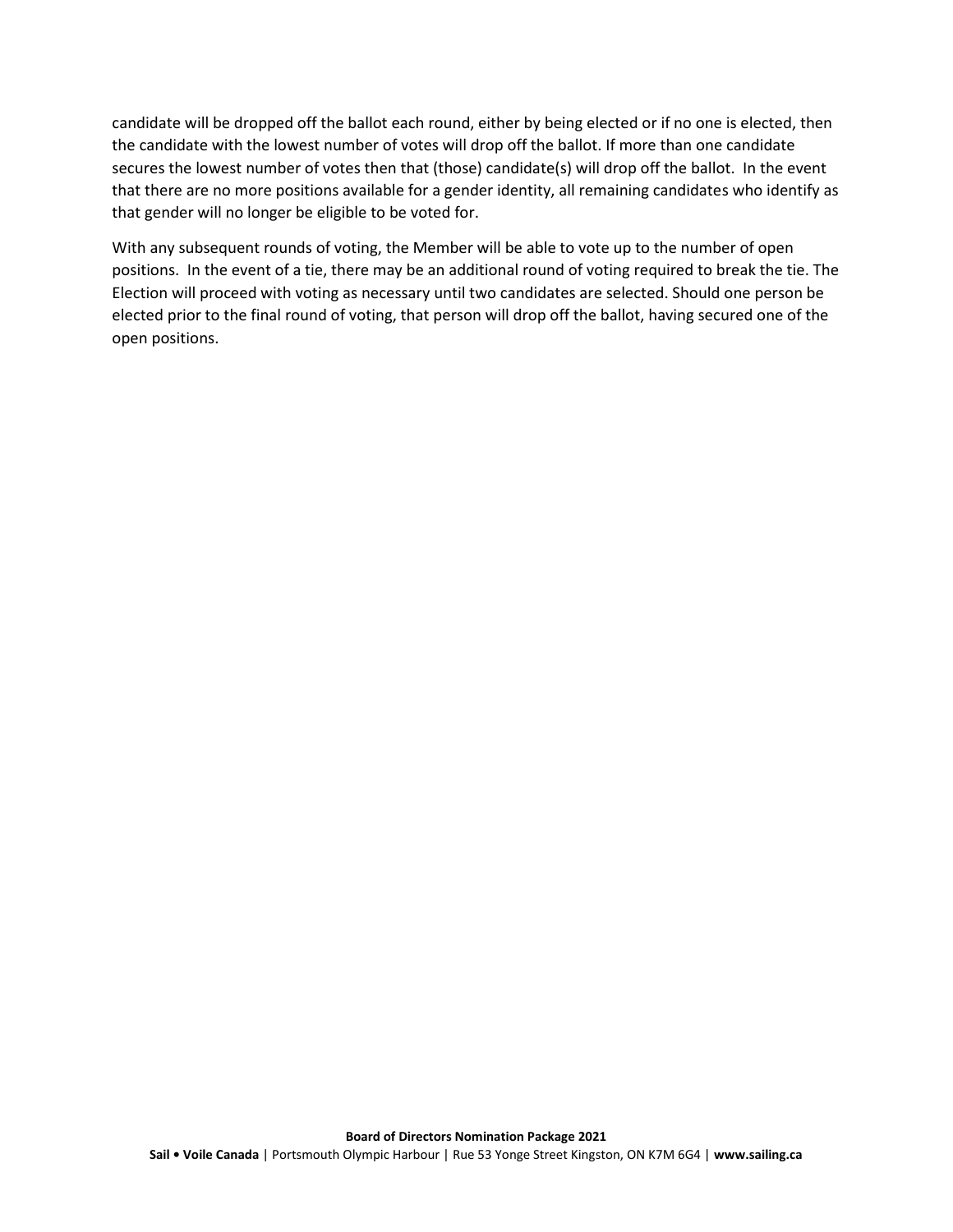candidate will be dropped off the ballot each round, either by being elected or if no one is elected, then the candidate with the lowest number of votes will drop off the ballot. If more than one candidate secures the lowest number of votes then that (those) candidate(s) will drop off the ballot. In the event that there are no more positions available for a gender identity, all remaining candidates who identify as that gender will no longer be eligible to be voted for.

With any subsequent rounds of voting, the Member will be able to vote up to the number of open positions. In the event of a tie, there may be an additional round of voting required to break the tie. The Election will proceed with voting as necessary until two candidates are selected. Should one person be elected prior to the final round of voting, that person will drop off the ballot, having secured one of the open positions.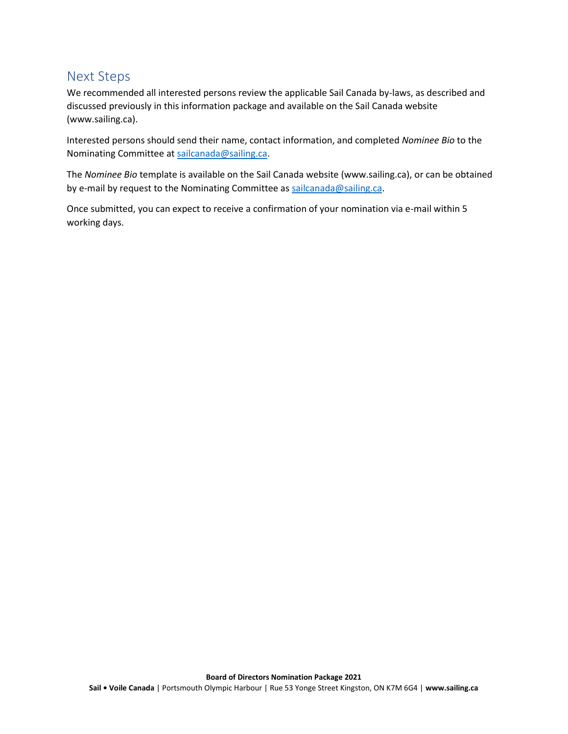## Next Steps

We recommended all interested persons review the applicable Sail Canada by-laws, as described and discussed previously in this information package and available on the Sail Canada website (www.sailing.ca).

Interested persons should send their name, contact information, and completed *Nominee Bio* to the Nominating Committee at sailcanada@sailing.ca.

The *Nominee Bio* template is available on the Sail Canada website (www.sailing.ca), or can be obtained by e-mail by request to the Nominating Committee as sailcanada@sailing.ca.

Once submitted, you can expect to receive a confirmation of your nomination via e-mail within 5 working days.